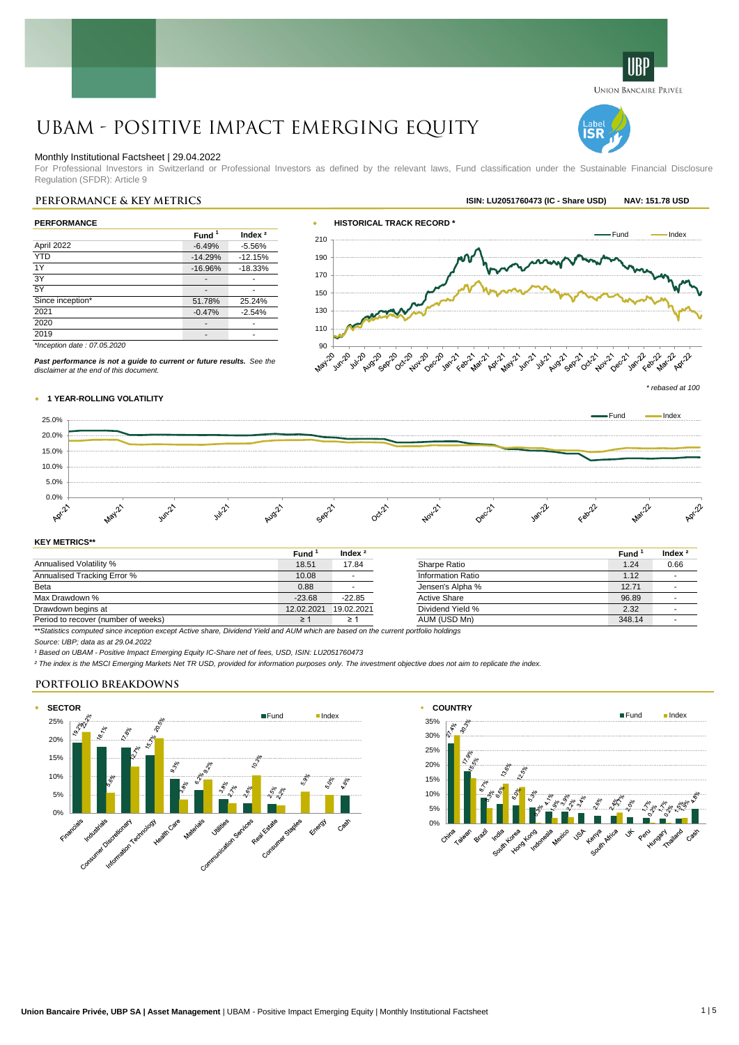# UBAM - POSITIVE IMPACT EMERGING EQUITY

Monthly Institutional Factsheet | 29.04.2022

For Professional Investors in Switzerland or Professional Investors as defined by the relevant laws, Fund classification under the Sustainable Financial Disclosure Regulation (SFDR): Article 9

## PERFORMANCE & KEY METRICS

ISIN: LU2051760473 (IC - Share USD) NAV: 151.78 USD

### PERFORMANCE

| | Fund [1] | Index [2] |
|---|---|---|
| April 2022 | -6.49% | -5.56% |
| YTD | -14.29% | -12.15% |
| 1Y | -16.96% | -18.33% |
| 3Y | - | - |
| 5Y | - | - |
| Since inception* | 51.78% | 25.24% |
| 2021 | -0.47% | -2.54% |
| 2020 | - | - |
| 2019 | - | - |

*Inception date : 07.05.2020

***Past performance is not a guide to current or future results.*** *See the disclaimer at the end of this document.*

### HISTORICAL TRACK RECORD *

* rebased at 100

### 1 YEAR-ROLLING VOLATILITY

### KEY METRICS**

| | Fund [1] | Index [2] |
|---|---|---|
| Annualised Volatility % | 18.51 | 17.84 |
| Annualised Tracking Error % | 10.08 | - |
| Beta | 0.88 | - |
| Max Drawdown % | -23.68 | -22.85 |
| Drawdown begins at | 12.02.2021 | 19.02.2021 |
| Period to recover (number of weeks) | ≥ 1 | ≥ 1 |

| | Fund [1] | Index [2] |
|---|---|---|
| Sharpe Ratio | 1.24 | 0.66 |
| Information Ratio | 1.12 | - |
| Jensen's Alpha % | 12.71 | - |
| Active Share | 96.89 | - |
| Dividend Yield % | 2.32 | - |
| AUM (USD Mn) | 348.14 | - |

*\*\*Statistics computed since inception except Active share, Dividend Yield and AUM which are based on the current portfolio holdings*

*Source: UBP; data as at 29.04.2022*

*[1] Based on UBAM - Positive Impact Emerging Equity IC-Share net of fees, USD, ISIN: LU2051760473*

*[2] The index is the MSCI Emerging Markets Net TR USD, provided for information purposes only. The investment objective does not aim to replicate the index.*

## PORTFOLIO BREAKDOWNS

### SECTOR

| Sector | Fund | Index |
|---|---|---|
| Financials | 19.2% | 22.2% |
| Industrials | 18.1% | 5.6% |
| Consumer Discretionary | 17.8% | 12.7% |
| Information Technology | 15.7% | 20.5% |
| Health Care | 9.3% | 3.8% |
| Materials | 6.2% | 9.2% |
| Utilities | 3.8% | 2.7% |
| Communication Services | 2.6% | 10.3% |
| Real Estate | 2.5% | 2.2% |
| Consumer Staples | | 5.9% |
| Energy | | 5.0% |
| Cash | 4.8% | |

### COUNTRY

| Country | Fund | Index |
|---|---|---|
| China | 27.4% | 30.3% |
| Taiwan | 17.9% | 15.5% |
| Brazil | 8.7% | 5.3% |
| India | 6.6% | 13.6% |
| South Korea | 6.0% | 12.5% |
| Hong Kong | 5.3% | 0.3% |
| Indonesia | 4.1% | 1.9% |
| Mexico | 3.9% | 2.2% |
| USA | 3.4% | |
| Kenya | 2.6% | |
| South Africa | 2.4% | 3.7% |
| UK | 2.0% | |
| Peru | 1.7% | 0.2% |
| Hungary | 1.7% | 0.2% |
| Thailand | 1.6% | 1.9% |
| Cash | 4.8% | |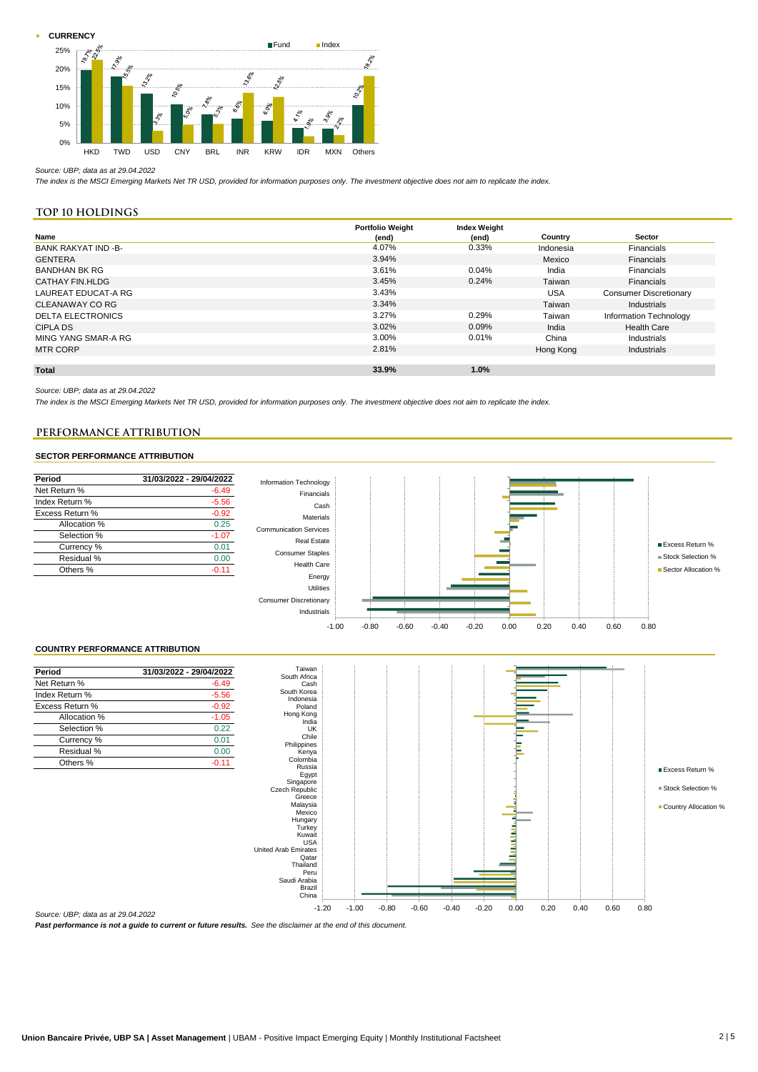- **CURRENCY**

| Currency | Fund | Index |
|---|---|---|
| HKD | 19.7% | 22.5% |
| TWD | 17.9% | 15.5% |
| USD | 13.2% | 3.3% |
| CNY | 10.5% | 5.0% |
| BRL | 7.8% | 5.3% |
| INR | 6.6% | 13.6% |
| KRW | 6.0% | 12.5% |
| IDR | 4.1% | 1.9% |
| MXN | 3.9% | 2.2% |
| Others | 10.2% | 18.2% |

*Source: UBP; data as at 29.04.2022*

*The index is the MSCI Emerging Markets Net TR USD, provided for information purposes only. The investment objective does not aim to replicate the index.*

## TOP 10 HOLDINGS

| Name | Portfolio Weight (end) | Index Weight (end) | Country | Sector |
|---|---|---|---|---|
| BANK RAKYAT IND -B- | 4.07% | 0.33% | Indonesia | Financials |
| GENTERA | 3.94% | | Mexico | Financials |
| BANDHAN BK RG | 3.61% | 0.04% | India | Financials |
| CATHAY FIN.HLDG | 3.45% | 0.24% | Taiwan | Financials |
| LAUREAT EDUCAT-A RG | 3.43% | | USA | Consumer Discretionary |
| CLEANAWAY CO RG | 3.34% | | Taiwan | Industrials |
| DELTA ELECTRONICS | 3.27% | 0.29% | Taiwan | Information Technology |
| CIPLA DS | 3.02% | 0.09% | India | Health Care |
| MING YANG SMAR-A RG | 3.00% | 0.01% | China | Industrials |
| MTR CORP | 2.81% | | Hong Kong | Industrials |
| **Total** | **33.9%** | **1.0%** | | |

*Source: UBP; data as at 29.04.2022*

*The index is the MSCI Emerging Markets Net TR USD, provided for information purposes only. The investment objective does not aim to replicate the index.*

## PERFORMANCE ATTRIBUTION

### SECTOR PERFORMANCE ATTRIBUTION

| Period | 31/03/2022 - 29/04/2022 |
|---|---|
| Net Return % | -6.49 |
| Index Return % | -5.56 |
| Excess Return % | -0.92 |
| Allocation % | 0.25 |
| Selection % | -1.07 |
| Currency % | 0.01 |
| Residual % | 0.00 |
| Others % | -0.11 |

Chart legend: Excess Return %, Stock Selection %, Sector Allocation %. Sectors: Information Technology, Financials, Cash, Materials, Communication Services, Real Estate, Consumer Staples, Health Care, Energy, Utilities, Consumer Discretionary, Industrials.

### COUNTRY PERFORMANCE ATTRIBUTION

| Period | 31/03/2022 - 29/04/2022 |
|---|---|
| Net Return % | -6.49 |
| Index Return % | -5.56 |
| Excess Return % | -0.92 |
| Allocation % | -1.05 |
| Selection % | 0.22 |
| Currency % | 0.01 |
| Residual % | 0.00 |
| Others % | -0.11 |

Chart legend: Excess Return %, Stock Selection %, Country Allocation %. Countries: Taiwan, South Africa, Cash, South Korea, Indonesia, Poland, Hong Kong, India, UK, Chile, Philippines, Kenya, Colombia, Russia, Egypt, Singapore, Czech Republic, Greece, Malaysia, Mexico, Hungary, Turkey, Kuwait, USA, United Arab Emirates, Qatar, Thailand, Peru, Saudi Arabia, Brazil, China.

*Source: UBP; data as at 29.04.2022*

***Past performance is not a guide to current or future results.*** *See the disclaimer at the end of this document.*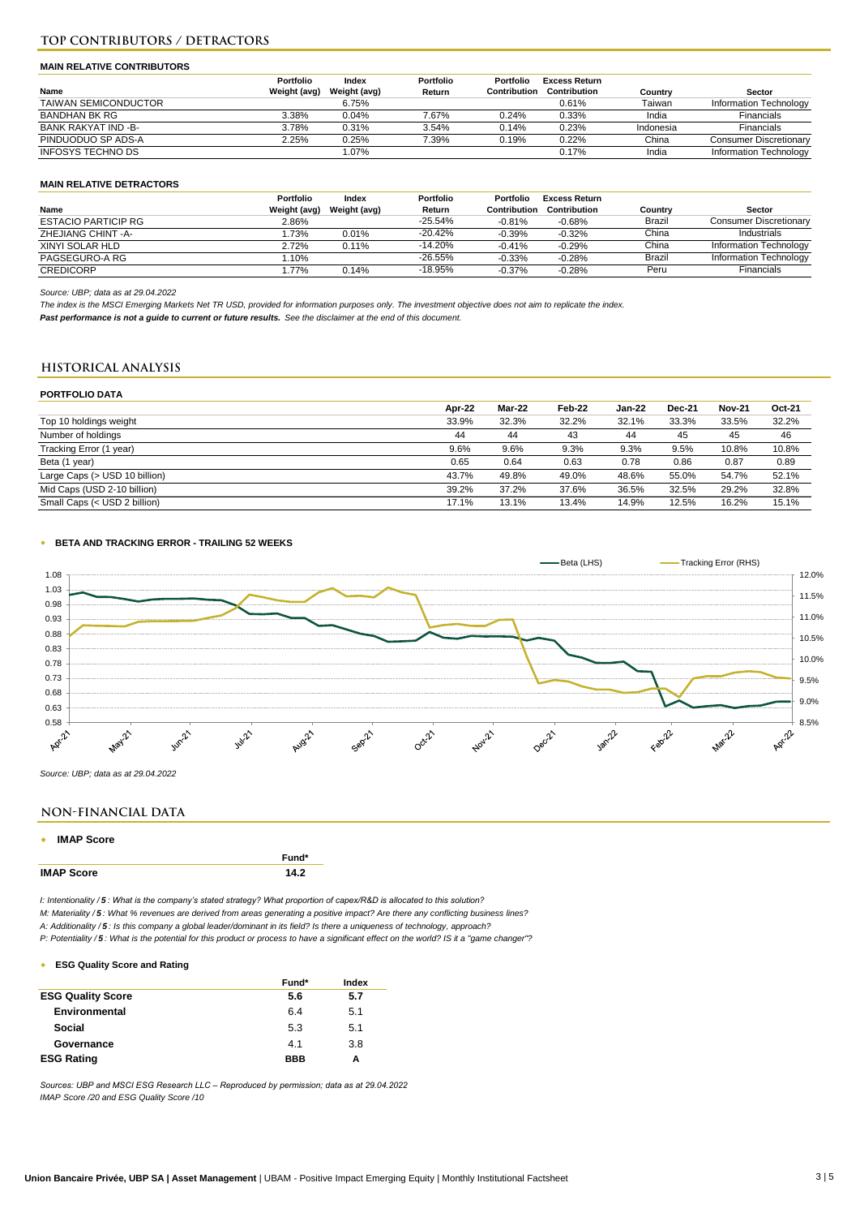## TOP CONTRIBUTORS / DETRACTORS

### MAIN RELATIVE CONTRIBUTORS

| Name | Portfolio Weight (avg) | Index Weight (avg) | Portfolio Return | Portfolio Contribution | Excess Return Contribution | Country | Sector |
|---|---|---|---|---|---|---|---|
| TAIWAN SEMICONDUCTOR | | 6.75% | | | 0.61% | Taiwan | Information Technology |
| BANDHAN BK RG | 3.38% | 0.04% | 7.67% | 0.24% | 0.33% | India | Financials |
| BANK RAKYAT IND -B- | 3.78% | 0.31% | 3.54% | 0.14% | 0.23% | Indonesia | Financials |
| PINDUODUO SP ADS-A | 2.25% | 0.25% | 7.39% | 0.19% | 0.22% | China | Consumer Discretionary |
| INFOSYS TECHNO DS | | 1.07% | | | 0.17% | India | Information Technology |

### MAIN RELATIVE DETRACTORS

| Name | Portfolio Weight (avg) | Index Weight (avg) | Portfolio Return | Portfolio Contribution | Excess Return Contribution | Country | Sector |
|---|---|---|---|---|---|---|---|
| ESTACIO PARTICIP RG | 2.86% | | -25.54% | -0.81% | -0.68% | Brazil | Consumer Discretionary |
| ZHEJIANG CHINT -A- | 1.73% | 0.01% | -20.42% | -0.39% | -0.32% | China | Industrials |
| XINYI SOLAR HLD | 2.72% | 0.11% | -14.20% | -0.41% | -0.29% | China | Information Technology |
| PAGSEGURO-A RG | 1.10% | | -26.55% | -0.33% | -0.28% | Brazil | Information Technology |
| CREDICORP | 1.77% | 0.14% | -18.95% | -0.37% | -0.28% | Peru | Financials |

*Source: UBP; data as at 29.04.2022*

*The index is the MSCI Emerging Markets Net TR USD, provided for information purposes only. The investment objective does not aim to replicate the index.*

***Past performance is not a guide to current or future results.*** *See the disclaimer at the end of this document.*

## HISTORICAL ANALYSIS

### PORTFOLIO DATA

| | Apr-22 | Mar-22 | Feb-22 | Jan-22 | Dec-21 | Nov-21 | Oct-21 |
|---|---|---|---|---|---|---|---|
| Top 10 holdings weight | 33.9% | 32.3% | 32.2% | 32.1% | 33.3% | 33.5% | 32.2% |
| Number of holdings | 44 | 44 | 43 | 44 | 45 | 45 | 46 |
| Tracking Error (1 year) | 9.6% | 9.6% | 9.3% | 9.3% | 9.5% | 10.8% | 10.8% |
| Beta (1 year) | 0.65 | 0.64 | 0.63 | 0.78 | 0.86 | 0.87 | 0.89 |
| Large Caps (> USD 10 billion) | 43.7% | 49.8% | 49.0% | 48.6% | 55.0% | 54.7% | 52.1% |
| Mid Caps (USD 2-10 billion) | 39.2% | 37.2% | 37.6% | 36.5% | 32.5% | 29.2% | 32.8% |
| Small Caps (< USD 2 billion) | 17.1% | 13.1% | 13.4% | 14.9% | 12.5% | 16.2% | 15.1% |

### BETA AND TRACKING ERROR - TRAILING 52 WEEKS

*Source: UBP; data as at 29.04.2022*

## NON-FINANCIAL DATA

### IMAP Score

| | Fund* |
|---|---|
| **IMAP Score** | **14.2** |

*I: Intentionality / **5** : What is the company's stated strategy? What proportion of capex/R&D is allocated to this solution?*
*M: Materiality / **5** : What % revenues are derived from areas generating a positive impact? Are there any conflicting business lines?*
*A: Additionality / **5** : Is this company a global leader/dominant in its field? Is there a uniqueness of technology, approach?*
*P: Potentiality / **5** : What is the potential for this product or process to have a significant effect on the world? IS it a "game changer"?*

### ESG Quality Score and Rating

| | Fund* | Index |
|---|---|---|
| **ESG Quality Score** | **5.6** | **5.7** |
| **Environmental** | 6.4 | 5.1 |
| **Social** | 5.3 | 5.1 |
| **Governance** | 4.1 | 3.8 |
| **ESG Rating** | **BBB** | **A** |

*Sources: UBP and MSCI ESG Research LLC – Reproduced by permission; data as at 29.04.2022*
*IMAP Score /20 and ESG Quality Score /10*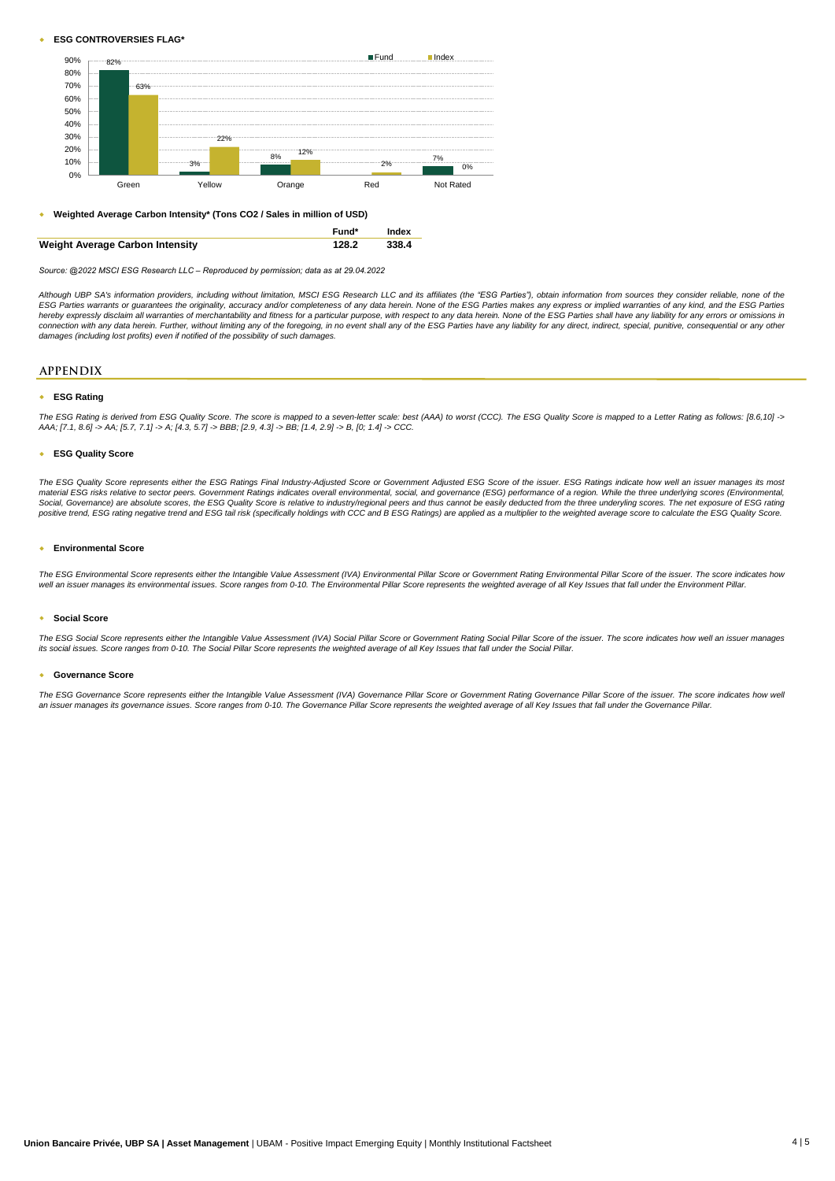- **ESG CONTROVERSIES FLAG***

| | Green | Yellow | Orange | Red | Not Rated |
|---|---|---|---|---|---|
| Fund | 82% | 3% | 8% | | 7% |
| Index | 63% | 22% | 12% | 2% | 0% |

- **Weighted Average Carbon Intensity* (Tons CO2 / Sales in million of USD)**

| | Fund* | Index |
|---|---|---|
| **Weight Average Carbon Intensity** | **128.2** | **338.4** |

*Source: @2022 MSCI ESG Research LLC – Reproduced by permission; data as at 29.04.2022*

*Although UBP SA's information providers, including without limitation, MSCI ESG Research LLC and its affiliates (the "ESG Parties"), obtain information from sources they consider reliable, none of the ESG Parties warrants or guarantees the originality, accuracy and/or completeness of any data herein. None of the ESG Parties makes any express or implied warranties of any kind, and the ESG Parties hereby expressly disclaim all warranties of merchantability and fitness for a particular purpose, with respect to any data herein. None of the ESG Parties shall have any liability for any errors or omissions in connection with any data herein. Further, without limiting any of the foregoing, in no event shall any of the ESG Parties have any liability for any direct, indirect, special, punitive, consequential or any other damages (including lost profits) even if notified of the possibility of such damages.*

## APPENDIX

- **ESG Rating**

*The ESG Rating is derived from ESG Quality Score. The score is mapped to a seven-letter scale: best (AAA) to worst (CCC). The ESG Quality Score is mapped to a Letter Rating as follows: [8.6,10] -> AAA; [7.1, 8.6] -> AA; [5.7, 7.1] -> A; [4.3, 5.7] -> BBB; [2.9, 4.3] -> BB; [1.4, 2.9] -> B, [0; 1.4] -> CCC.*

- **ESG Quality Score**

*The ESG Quality Score represents either the ESG Ratings Final Industry-Adjusted Score or Government Adjusted ESG Score of the issuer. ESG Ratings indicate how well an issuer manages its most material ESG risks relative to sector peers. Government Ratings indicates overall environmental, social, and governance (ESG) performance of a region. While the three underlying scores (Environmental, Social, Governance) are absolute scores, the ESG Quality Score is relative to industry/regional peers and thus cannot be easily deducted from the three underlying scores. The net exposure of ESG rating positive trend, ESG rating negative trend and ESG tail risk (specifically holdings with CCC and B ESG Ratings) are applied as a multiplier to the weighted average score to calculate the ESG Quality Score.*

- **Environmental Score**

*The ESG Environmental Score represents either the Intangible Value Assessment (IVA) Environmental Pillar Score or Government Rating Environmental Pillar Score of the issuer. The score indicates how well an issuer manages its environmental issues. Score ranges from 0-10. The Environmental Pillar Score represents the weighted average of all Key Issues that fall under the Environment Pillar.*

- **Social Score**

*The ESG Social Score represents either the Intangible Value Assessment (IVA) Social Pillar Score or Government Rating Social Pillar Score of the issuer. The score indicates how well an issuer manages its social issues. Score ranges from 0-10. The Social Pillar Score represents the weighted average of all Key Issues that fall under the Social Pillar.*

- **Governance Score**

*The ESG Governance Score represents either the Intangible Value Assessment (IVA) Governance Pillar Score or Government Rating Governance Pillar Score of the issuer. The score indicates how well an issuer manages its governance issues. Score ranges from 0-10. The Governance Pillar Score represents the weighted average of all Key Issues that fall under the Governance Pillar.*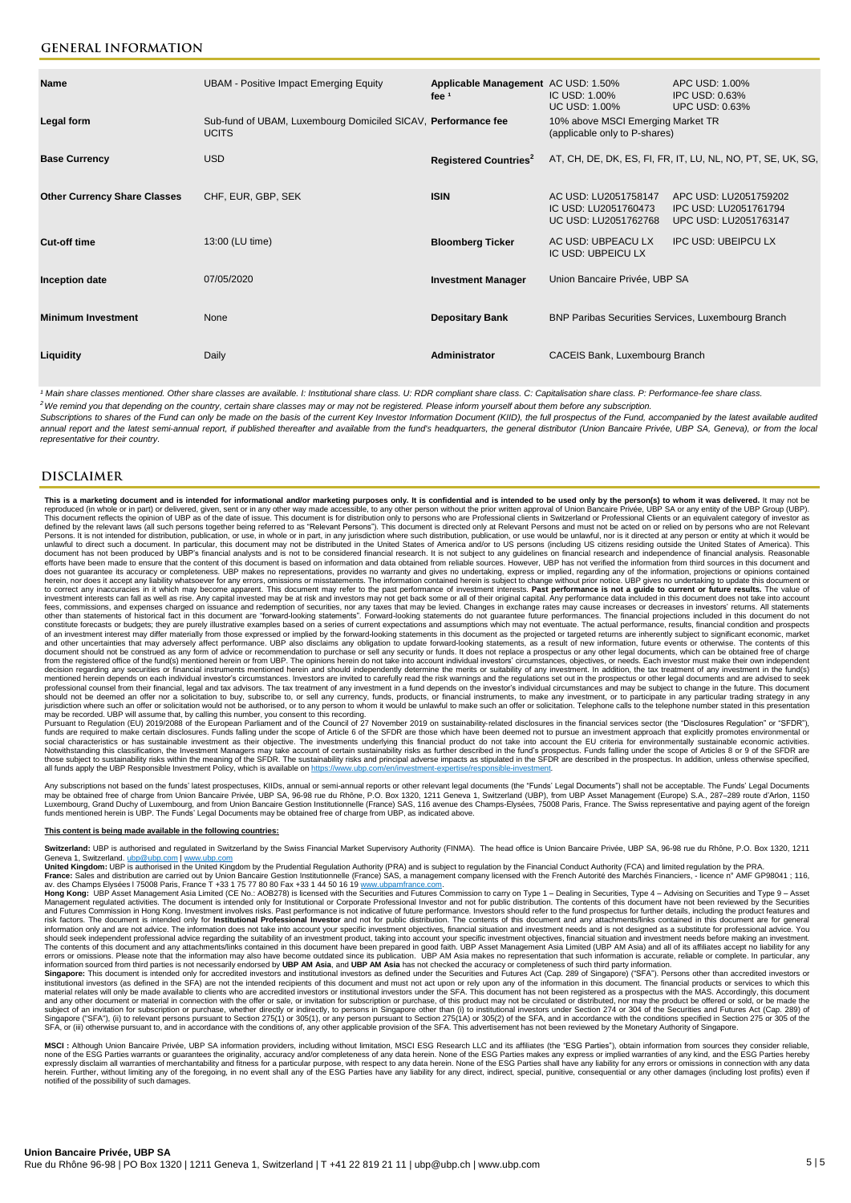## GENERAL INFORMATION

| | | | | |
|---|---|---|---|---|
| **Name** | UBAM - Positive Impact Emerging Equity | **Applicable Management fee** [1] | AC USD: 1.50%<br>IC USD: 1.00%<br>UC USD: 1.00% | APC USD: 1.00%<br>IPC USD: 0.63%<br>UPC USD: 0.63% |
| **Legal form** | Sub-fund of UBAM, Luxembourg Domiciled SICAV, UCITS | **Performance fee** | 10% above MSCI Emerging Market TR (applicable only to P-shares) | |
| **Base Currency** | USD | **Registered Countries** [2] | AT, CH, DE, DK, ES, FI, FR, IT, LU, NL, NO, PT, SE, UK, SG, | |
| **Other Currency Share Classes** | CHF, EUR, GBP, SEK | **ISIN** | AC USD: LU2051758147<br>IC USD: LU2051760473<br>UC USD: LU2051762768 | APC USD: LU2051759202<br>IPC USD: LU2051761794<br>UPC USD: LU2051763147 |
| **Cut-off time** | 13:00 (LU time) | **Bloomberg Ticker** | AC USD: UBPEACU LX<br>IC USD: UBPEICU LX | IPC USD: UBEIPCU LX |
| **Inception date** | 07/05/2020 | **Investment Manager** | Union Bancaire Privée, UBP SA | |
| **Minimum Investment** | None | **Depositary Bank** | BNP Paribas Securities Services, Luxembourg Branch | |
| **Liquidity** | Daily | **Administrator** | CACEIS Bank, Luxembourg Branch | |

*[1] Main share classes mentioned. Other share classes are available. I: Institutional share class. U: RDR compliant share class. C: Capitalisation share class. P: Performance-fee share class.*

*[2] We remind you that depending on the country, certain share classes may or may not be registered. Please inform yourself about them before any subscription.*

*Subscriptions to shares of the Fund can only be made on the basis of the current Key Investor Information Document (KIID), the full prospectus of the Fund, accompanied by the latest available audited annual report and the latest semi-annual report, if published thereafter and available from the fund's headquarters, the general distributor (Union Bancaire Privée, UBP SA, Geneva), or from the local representative for their country.*

## DISCLAIMER

**This is a marketing document and is intended for informational and/or marketing purposes only. It is confidential and is intended to be used only by the person(s) to whom it was delivered.** It may not be reproduced (in whole or in part) or delivered, given, sent or in any other way made accessible, to any other person without the prior written approval of Union Bancaire Privée, UBP SA or any entity of the UBP Group (UBP). This document reflects the opinion of UBP as of the date of issue. This document is for distribution only to persons who are Professional clients in Switzerland or Professional Clients or an equivalent category of investor as defined by the relevant laws (all such persons together being referred to as "Relevant Persons"). This document is directed only at Relevant Persons and must not be acted on or relied on by persons who are not Relevant Persons. It is not intended for distribution, publication, or use, in whole or in part, in any jurisdiction where such distribution, publication, or use would be unlawful, nor is it directed at any person or entity at which it would be unlawful to direct such a document. In particular, this document may not be distributed in the United States of America and/or to US persons (including US citizens residing outside the United States of America). This document has not been produced by UBP's financial analysts and is not to be considered financial research. It is not subject to any guidelines on financial research and independence of financial analysis. Reasonable efforts have been made to ensure that the content of this document is based on information and data obtained from reliable sources. However, UBP has not verified the information from third sources in this document and does not guarantee its accuracy or completeness. UBP makes no representations, provides no warranty and gives no undertaking, express or implied, regarding any of the information, projections or opinions contained herein, nor does it accept any liability whatsoever for any errors, omissions or misstatements. The information contained herein is subject to change without prior notice. UBP gives no undertaking to update this document or to correct any inaccuracies in it which may become apparent. This document may refer to the past performance of investment interests. **Past performance is not a guide to current or future results.** The value of investment interests can fall as well as rise. Any capital invested may be at risk and investors may not get back some or all of their original capital. Any performance data included in this document does not take into account fees, commissions, and expenses charged on issuance and redemption of securities, nor any taxes that may be levied. Changes in exchange rates may cause increases or decreases in investors' returns. All statements other than statements of historical fact in this document are "forward-looking statements". Forward-looking statements do not guarantee future performances. The financial projections included in this document do not constitute forecasts or budgets; they are purely illustrative examples based on a series of current expectations and assumptions which may not eventuate. The actual performance, results, financial condition and prospects of an investment interest may differ materially from those expressed or implied by the forward-looking statements in this document as the projected or targeted returns are inherently subject to significant economic, market and other uncertainties that may adversely affect performance. UBP also disclaims any obligation to update forward-looking statements, as a result of new information, future events or otherwise. The contents of this document should not be construed as any form of advice or recommendation to purchase or sell any security or funds. It does not replace a prospectus or any other legal documents, which can be obtained free of charge from the registered office of the fund(s) mentioned herein or from UBP. The opinions herein do not take into account individual investors' circumstances, objectives, or needs. Each investor must make their own independent decision regarding any securities or financial instruments mentioned herein and should independently determine the merits or suitability of any investment. In addition, the tax treatment of any investment in the fund(s) mentioned herein depends on each individual investor's circumstances. Investors are invited to carefully read the risk warnings and the regulations set out in the prospectus or other legal documents and are advised to seek professional counsel from their financial, legal and tax advisors. The tax treatment of any investment in a fund depends on the investor's individual circumstances and may be subject to change in the future. This document should not be deemed an offer nor a solicitation to buy, subscribe to, or sell any currency, funds, products, or financial instruments, to make any investment, or to participate in any particular trading strategy in any jurisdiction where such an offer or solicitation would not be authorised, or to any person to whom it would be unlawful to make such an offer or solicitation. Telephone calls to the telephone number stated in this presentation may be recorded. UBP will assume that, by calling this number, you consent to this recording.

Pursuant to Regulation (EU) 2019/2088 of the European Parliament and of the Council of 27 November 2019 on sustainability-related disclosures in the financial services sector (the "Disclosures Regulation" or "SFDR"), funds are required to make certain disclosures. Funds falling under the scope of Article 6 of the SFDR are those which have been deemed not to pursue an investment approach that explicitly promotes environmental or social characteristics or has sustainable investment as their objective. The investments underlying this financial product do not take into account the EU criteria for environmentally sustainable economic activities. Notwithstanding this classification, the Investment Managers may take account of certain sustainability risks as further described in the fund's prospectus. Funds falling under the scope of Articles 8 or 9 of the SFDR are those subject to sustainability risks within the meaning of the SFDR. The sustainability risks and principal adverse impacts as stipulated in the SFDR are described in the prospectus. In addition, unless otherwise specified, all funds apply the UBP Responsible Investment Policy, which is available on https://www.ubp.com/en/investment-expertise/responsible-investment.

Any subscriptions not based on the funds' latest prospectuses, KIIDs, annual or semi-annual reports or other relevant legal documents (the "Funds' Legal Documents") shall not be acceptable. The Funds' Legal Documents may be obtained free of charge from Union Bancaire Privée, UBP SA, 96-98 rue du Rhône, P.O. Box 1320, 1211 Geneva 1, Switzerland (UBP), from UBP Asset Management (Europe) S.A., 287–289 route d'Arlon, 1150 Luxembourg, Grand Duchy of Luxembourg, and from Union Bancaire Gestion Institutionnelle (France) SAS, 116 avenue des Champs-Elysées, 75008 Paris, France. The Swiss representative and paying agent of the foreign funds mentioned herein is UBP. The Funds' Legal Documents may be obtained free of charge from UBP, as indicated above.

**This content is being made available in the following countries:**

**Switzerland:** UBP is authorised and regulated in Switzerland by the Swiss Financial Market Supervisory Authority (FINMA). The head office is Union Bancaire Privée, UBP SA, 96-98 rue du Rhône, P.O. Box 1320, 1211 Geneva 1, Switzerland. ubp@ubp.com | www.ubp.com

**United Kingdom:** UBP is authorised in the United Kingdom by the Prudential Regulation Authority (PRA) and is subject to regulation by the Financial Conduct Authority (FCA) and limited regulation by the PRA.

**France:** Sales and distribution are carried out by Union Bancaire Gestion Institutionnelle (France) SAS, a management company licensed with the French Autorité des Marchés Financiers, - licence n° AMF GP98041 ; 116, av. des Champs Elysées l 75008 Paris, France T +33 1 75 77 80 80 Fax +33 1 44 50 16 19 www.ubpamfrance.com.

**Hong Kong:** UBP Asset Management Asia Limited (CE No.: AOB278) is licensed with the Securities and Futures Commission to carry on Type 1 – Dealing in Securities, Type 4 – Advising on Securities and Type 9 – Asset Management regulated activities. The document is intended only for Institutional or Corporate Professional Investor and not for public distribution. The contents of this document have not been reviewed by the Securities and Futures Commission in Hong Kong. Investment involves risks. Past performance is not indicative of future performance. Investors should refer to the fund prospectus for further details, including the product features and risk factors. The document is intended only for **Institutional Professional Investor** and not for public distribution. The contents of this document and any attachments/links contained in this document are for general information only and are not advice. The information does not take into account your specific investment objectives, financial situation and investment needs and is not designed as a substitute for professional advice. You should seek independent professional advice regarding the suitability of an investment product, taking into account your specific investment objectives, financial situation and investment needs before making an investment. The contents of this document and any attachments/links contained in this document have been prepared in good faith. UBP Asset Management Asia Limited (UBP AM Asia) and all of its affiliates accept no liability for any errors or omissions. Please note that the information may also have become outdated since its publication. UBP AM Asia makes no representation that such information is accurate, reliable or complete. In particular, any information sourced from third parties is not necessarily endorsed by **UBP AM Asia**, and **UBP AM Asia** has not checked the accuracy or completeness of such third party information.

**Singapore:** This document is intended only for accredited investors and institutional investors as defined under the Securities and Futures Act (Cap. 289 of Singapore) ("SFA"). Persons other than accredited investors or institutional investors (as defined in the SFA) are not the intended recipients of this document and must not act upon or rely upon any of the information in this document. The financial products or services to which this material relates will only be made available to clients who are accredited investors or institutional investors under the SFA. This document has not been registered as a prospectus with the MAS. Accordingly, this document and any other document or material in connection with the offer or sale, or invitation for subscription or purchase, of this product may not be circulated or distributed, nor may the product be offered or sold, or be made the subject of an invitation for subscription or purchase, whether directly or indirectly, to persons in Singapore other than (i) to institutional investors under Section 274 or 304 of the Securities and Futures Act (Cap. 289) of Singapore ("SFA"), (ii) to relevant persons pursuant to Section 275(1) or 305(1), or any person pursuant to Section 275(1A) or 305(2) of the SFA, and in accordance with the conditions specified in Section 275 or 305 of the SFA, or (iii) otherwise pursuant to, and in accordance with the conditions of, any other applicable provision of the SFA. This advertisement has not been reviewed by the Monetary Authority of Singapore.

**MSCI :** Although Union Bancaire Privée, UBP SA information providers, including without limitation, MSCI ESG Research LLC and its affiliates (the "ESG Parties"), obtain information from sources they consider reliable, none of the ESG Parties warrants or guarantees the originality, accuracy and/or completeness of any data herein. None of the ESG Parties makes any express or implied warranties of any kind, and the ESG Parties hereby expressly disclaim all warranties of merchantability and fitness for a particular purpose, with respect to any data herein. None of the ESG Parties shall have any liability for any errors or omissions in connection with any data herein. Further, without limiting any of the foregoing, in no event shall any of the ESG Parties have any liability for any direct, indirect, special, punitive, consequential or any other damages (including lost profits) even if notified of the possibility of such damages.

**Union Bancaire Privée, UBP SA**
Rue du Rhône 96-98 | PO Box 1320 | 1211 Geneva 1, Switzerland | T +41 22 819 21 11 | ubp@ubp.ch | www.ubp.com